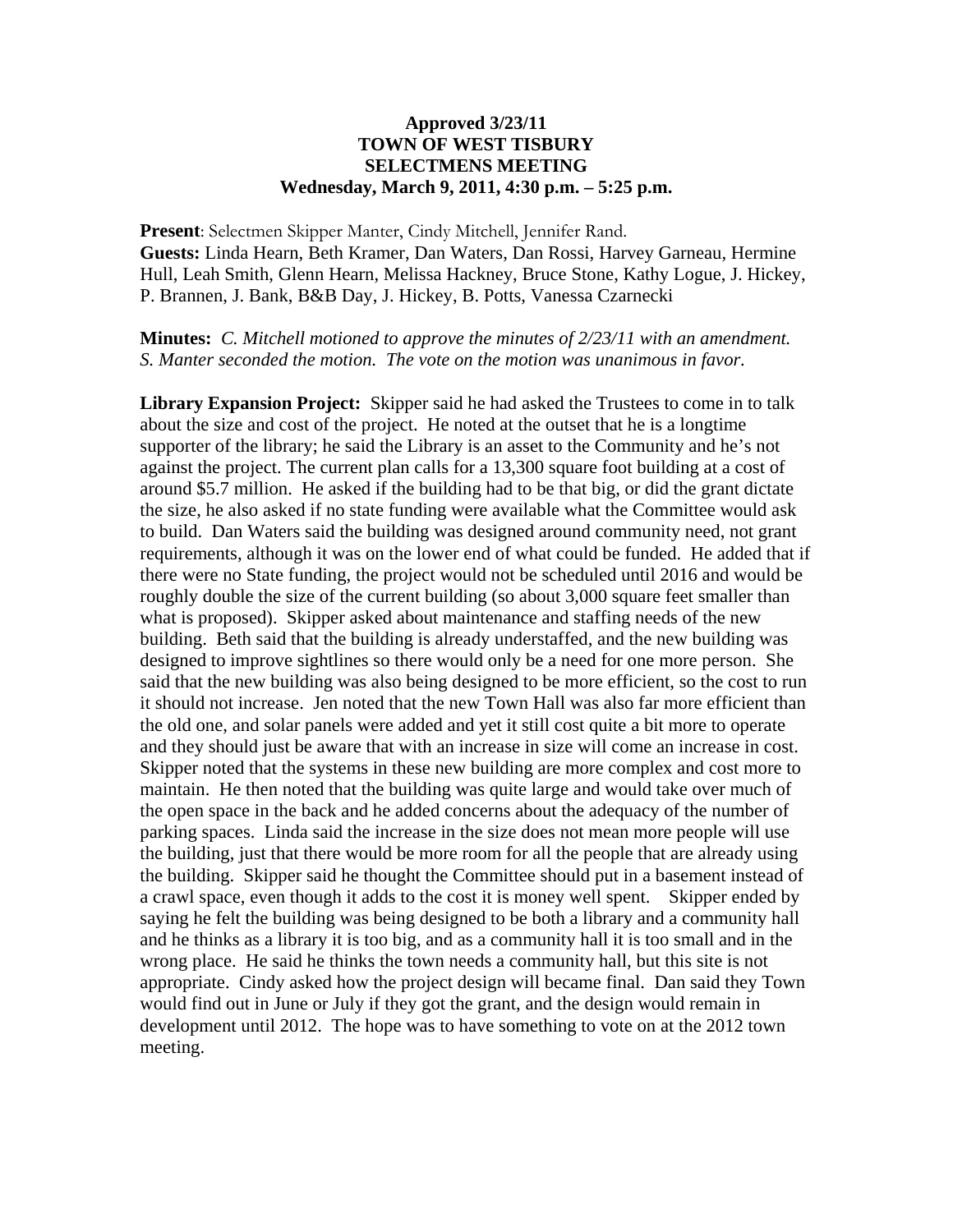**Approved 3/23/11**
**TOWN OF WEST TISBURY**
**SELECTMENS MEETING**
**Wednesday, March 9, 2011, 4:30 p.m. – 5:25 p.m.**

**Present**: Selectmen Skipper Manter, Cindy Mitchell, Jennifer Rand.
**Guests:** Linda Hearn, Beth Kramer, Dan Waters, Dan Rossi, Harvey Garneau, Hermine Hull, Leah Smith, Glenn Hearn, Melissa Hackney, Bruce Stone, Kathy Logue, J. Hickey, P. Brannen, J. Bank, B&B Day, J. Hickey, B. Potts, Vanessa Czarnecki

**Minutes:** *C. Mitchell motioned to approve the minutes of 2/23/11 with an amendment. S. Manter seconded the motion. The vote on the motion was unanimous in favor.*

**Library Expansion Project:** Skipper said he had asked the Trustees to come in to talk about the size and cost of the project. He noted at the outset that he is a longtime supporter of the library; he said the Library is an asset to the Community and he's not against the project. The current plan calls for a 13,300 square foot building at a cost of around $5.7 million. He asked if the building had to be that big, or did the grant dictate the size, he also asked if no state funding were available what the Committee would ask to build. Dan Waters said the building was designed around community need, not grant requirements, although it was on the lower end of what could be funded. He added that if there were no State funding, the project would not be scheduled until 2016 and would be roughly double the size of the current building (so about 3,000 square feet smaller than what is proposed). Skipper asked about maintenance and staffing needs of the new building. Beth said that the building is already understaffed, and the new building was designed to improve sightlines so there would only be a need for one more person. She said that the new building was also being designed to be more efficient, so the cost to run it should not increase. Jen noted that the new Town Hall was also far more efficient than the old one, and solar panels were added and yet it still cost quite a bit more to operate and they should just be aware that with an increase in size will come an increase in cost. Skipper noted that the systems in these new building are more complex and cost more to maintain. He then noted that the building was quite large and would take over much of the open space in the back and he added concerns about the adequacy of the number of parking spaces. Linda said the increase in the size does not mean more people will use the building, just that there would be more room for all the people that are already using the building. Skipper said he thought the Committee should put in a basement instead of a crawl space, even though it adds to the cost it is money well spent. Skipper ended by saying he felt the building was being designed to be both a library and a community hall and he thinks as a library it is too big, and as a community hall it is too small and in the wrong place. He said he thinks the town needs a community hall, but this site is not appropriate. Cindy asked how the project design will became final. Dan said they Town would find out in June or July if they got the grant, and the design would remain in development until 2012. The hope was to have something to vote on at the 2012 town meeting.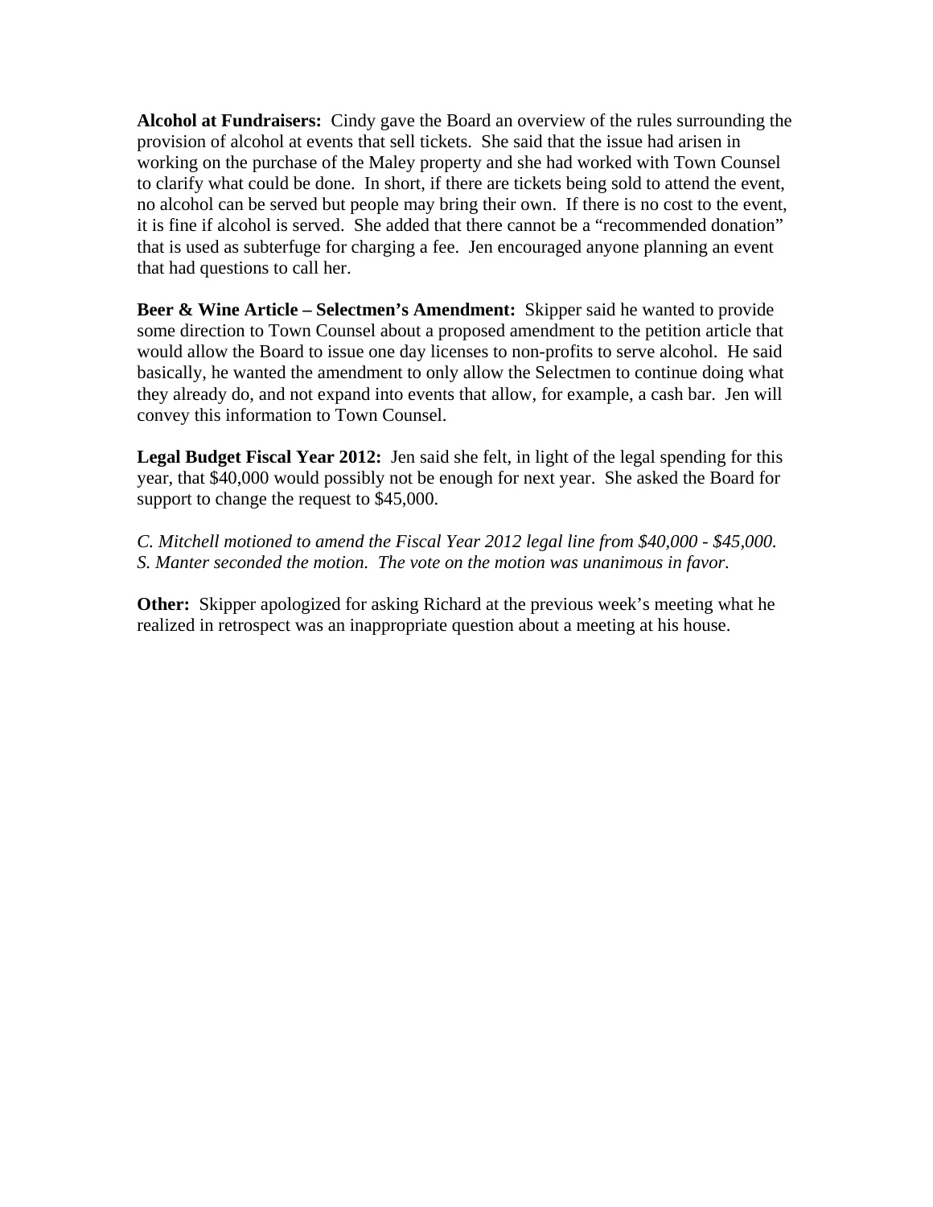**Alcohol at Fundraisers:** Cindy gave the Board an overview of the rules surrounding the provision of alcohol at events that sell tickets. She said that the issue had arisen in working on the purchase of the Maley property and she had worked with Town Counsel to clarify what could be done. In short, if there are tickets being sold to attend the event, no alcohol can be served but people may bring their own. If there is no cost to the event, it is fine if alcohol is served. She added that there cannot be a "recommended donation" that is used as subterfuge for charging a fee. Jen encouraged anyone planning an event that had questions to call her.

**Beer & Wine Article – Selectmen's Amendment:** Skipper said he wanted to provide some direction to Town Counsel about a proposed amendment to the petition article that would allow the Board to issue one day licenses to non-profits to serve alcohol. He said basically, he wanted the amendment to only allow the Selectmen to continue doing what they already do, and not expand into events that allow, for example, a cash bar. Jen will convey this information to Town Counsel.

**Legal Budget Fiscal Year 2012:** Jen said she felt, in light of the legal spending for this year, that $40,000 would possibly not be enough for next year. She asked the Board for support to change the request to $45,000.

*C. Mitchell motioned to amend the Fiscal Year 2012 legal line from $40,000 - $45,000. S. Manter seconded the motion. The vote on the motion was unanimous in favor.*

**Other:** Skipper apologized for asking Richard at the previous week's meeting what he realized in retrospect was an inappropriate question about a meeting at his house.